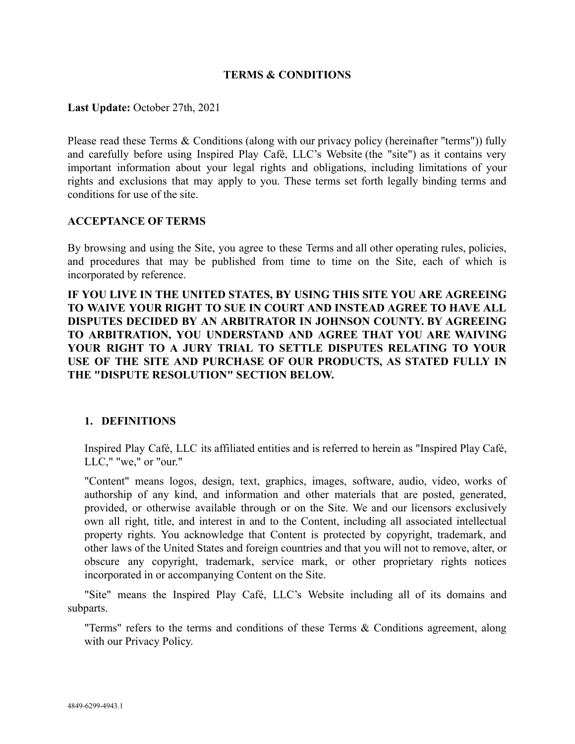# TERMS & CONDITIONS

**Last Update:** October 27th, 2021

Please read these Terms & Conditions (along with our privacy policy (hereinafter "terms")) fully and carefully before using Inspired Play Café, LLC's Website (the "site") as it contains very important information about your legal rights and obligations, including limitations of your rights and exclusions that may apply to you. These terms set forth legally binding terms and conditions for use of the site.

## ACCEPTANCE OF TERMS

By browsing and using the Site, you agree to these Terms and all other operating rules, policies, and procedures that may be published from time to time on the Site, each of which is incorporated by reference.

**IF YOU LIVE IN THE UNITED STATES, BY USING THIS SITE YOU ARE AGREEING TO WAIVE YOUR RIGHT TO SUE IN COURT AND INSTEAD AGREE TO HAVE ALL DISPUTES DECIDED BY AN ARBITRATOR IN JOHNSON COUNTY. BY AGREEING TO ARBITRATION, YOU UNDERSTAND AND AGREE THAT YOU ARE WAIVING YOUR RIGHT TO A JURY TRIAL TO SETTLE DISPUTES RELATING TO YOUR USE OF THE SITE AND PURCHASE OF OUR PRODUCTS, AS STATED FULLY IN THE "DISPUTE RESOLUTION" SECTION BELOW.**

## 1. DEFINITIONS

Inspired Play Café, LLC its affiliated entities and is referred to herein as "Inspired Play Café, LLC," "we," or "our."

"Content" means logos, design, text, graphics, images, software, audio, video, works of authorship of any kind, and information and other materials that are posted, generated, provided, or otherwise available through or on the Site. We and our licensors exclusively own all right, title, and interest in and to the Content, including all associated intellectual property rights. You acknowledge that Content is protected by copyright, trademark, and other laws of the United States and foreign countries and that you will not to remove, alter, or obscure any copyright, trademark, service mark, or other proprietary rights notices incorporated in or accompanying Content on the Site.

"Site" means the Inspired Play Café, LLC's Website including all of its domains and subparts.

"Terms" refers to the terms and conditions of these Terms & Conditions agreement, along with our Privacy Policy.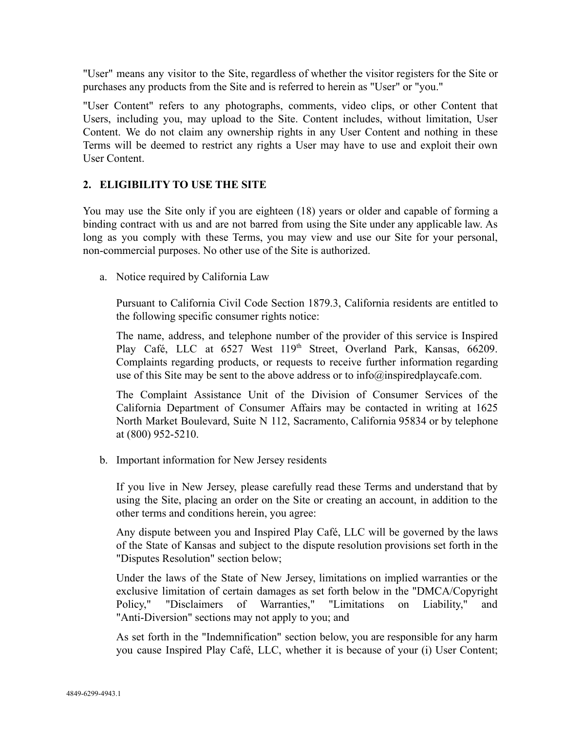"User" means any visitor to the Site, regardless of whether the visitor registers for the Site or purchases any products from the Site and is referred to herein as "User" or "you."

"User Content" refers to any photographs, comments, video clips, or other Content that Users, including you, may upload to the Site. Content includes, without limitation, User Content. We do not claim any ownership rights in any User Content and nothing in these Terms will be deemed to restrict any rights a User may have to use and exploit their own User Content.

## 2. ELIGIBILITY TO USE THE SITE

You may use the Site only if you are eighteen (18) years or older and capable of forming a binding contract with us and are not barred from using the Site under any applicable law. As long as you comply with these Terms, you may view and use our Site for your personal, non-commercial purposes. No other use of the Site is authorized.

a. Notice required by California Law

   Pursuant to California Civil Code Section 1879.3, California residents are entitled to the following specific consumer rights notice:

   The name, address, and telephone number of the provider of this service is Inspired Play Café, LLC at 6527 West 119th Street, Overland Park, Kansas, 66209. Complaints regarding products, or requests to receive further information regarding use of this Site may be sent to the above address or to info@inspiredplaycafe.com.

   The Complaint Assistance Unit of the Division of Consumer Services of the California Department of Consumer Affairs may be contacted in writing at 1625 North Market Boulevard, Suite N 112, Sacramento, California 95834 or by telephone at (800) 952-5210.

b. Important information for New Jersey residents

   If you live in New Jersey, please carefully read these Terms and understand that by using the Site, placing an order on the Site or creating an account, in addition to the other terms and conditions herein, you agree:

   Any dispute between you and Inspired Play Café, LLC will be governed by the laws of the State of Kansas and subject to the dispute resolution provisions set forth in the "Disputes Resolution" section below;

   Under the laws of the State of New Jersey, limitations on implied warranties or the exclusive limitation of certain damages as set forth below in the "DMCA/Copyright Policy," "Disclaimers of Warranties," "Limitations on Liability," and "Anti-Diversion" sections may not apply to you; and

   As set forth in the "Indemnification" section below, you are responsible for any harm you cause Inspired Play Café, LLC, whether it is because of your (i) User Content;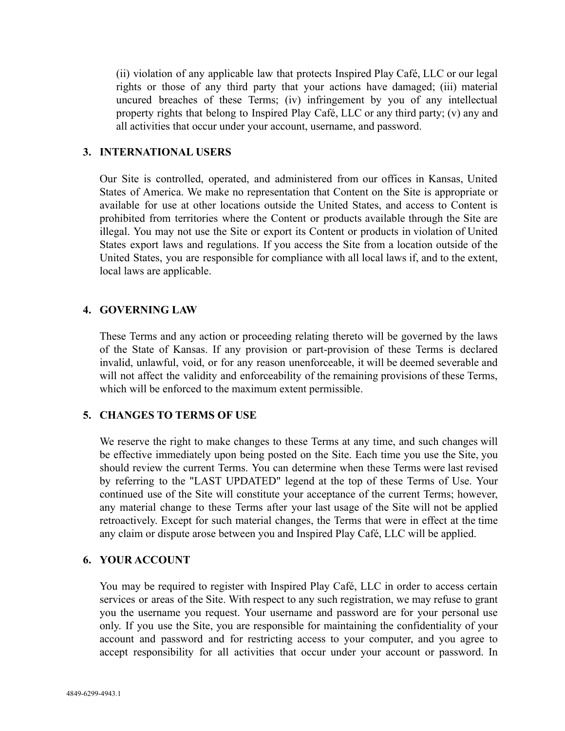(ii) violation of any applicable law that protects Inspired Play Café, LLC or our legal rights or those of any third party that your actions have damaged; (iii) material uncured breaches of these Terms; (iv) infringement by you of any intellectual property rights that belong to Inspired Play Café, LLC or any third party; (v) any and all activities that occur under your account, username, and password.

## 3. INTERNATIONAL USERS

Our Site is controlled, operated, and administered from our offices in Kansas, United States of America. We make no representation that Content on the Site is appropriate or available for use at other locations outside the United States, and access to Content is prohibited from territories where the Content or products available through the Site are illegal. You may not use the Site or export its Content or products in violation of United States export laws and regulations. If you access the Site from a location outside of the United States, you are responsible for compliance with all local laws if, and to the extent, local laws are applicable.

## 4. GOVERNING LAW

These Terms and any action or proceeding relating thereto will be governed by the laws of the State of Kansas. If any provision or part-provision of these Terms is declared invalid, unlawful, void, or for any reason unenforceable, it will be deemed severable and will not affect the validity and enforceability of the remaining provisions of these Terms, which will be enforced to the maximum extent permissible.

## 5. CHANGES TO TERMS OF USE

We reserve the right to make changes to these Terms at any time, and such changes will be effective immediately upon being posted on the Site. Each time you use the Site, you should review the current Terms. You can determine when these Terms were last revised by referring to the "LAST UPDATED" legend at the top of these Terms of Use. Your continued use of the Site will constitute your acceptance of the current Terms; however, any material change to these Terms after your last usage of the Site will not be applied retroactively. Except for such material changes, the Terms that were in effect at the time any claim or dispute arose between you and Inspired Play Café, LLC will be applied.

## 6. YOUR ACCOUNT

You may be required to register with Inspired Play Café, LLC in order to access certain services or areas of the Site. With respect to any such registration, we may refuse to grant you the username you request. Your username and password are for your personal use only. If you use the Site, you are responsible for maintaining the confidentiality of your account and password and for restricting access to your computer, and you agree to accept responsibility for all activities that occur under your account or password. In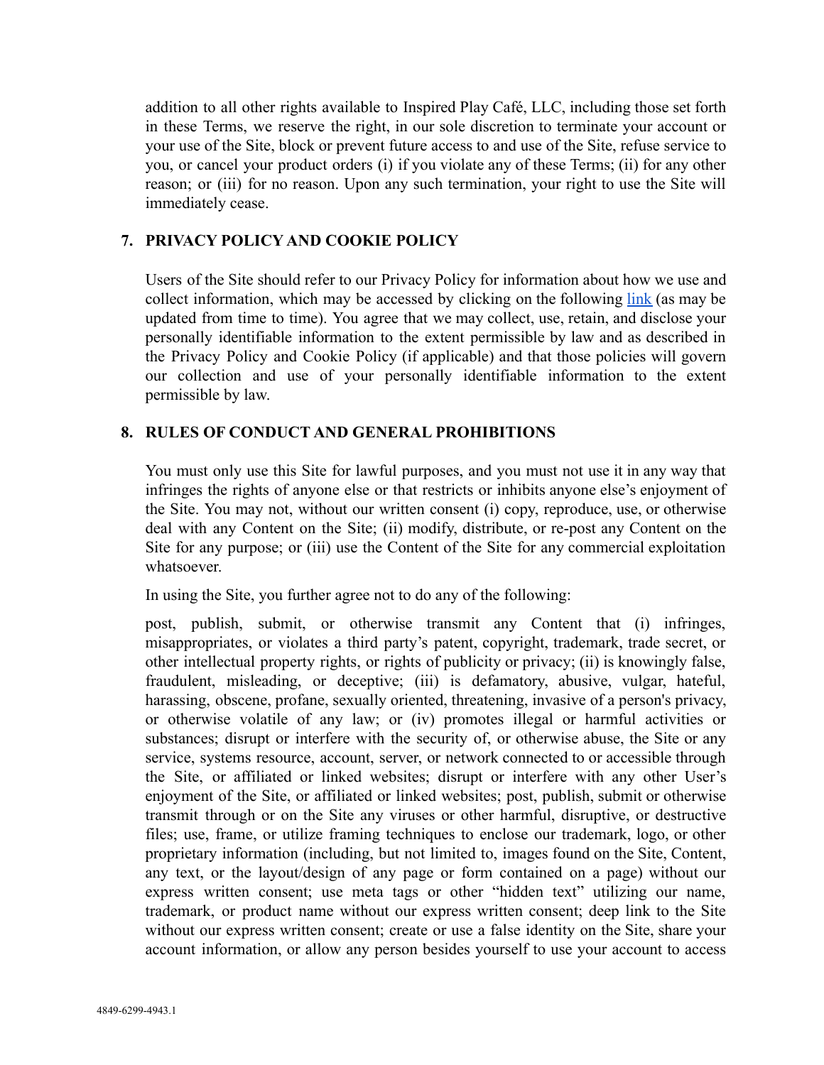addition to all other rights available to Inspired Play Café, LLC, including those set forth in these Terms, we reserve the right, in our sole discretion to terminate your account or your use of the Site, block or prevent future access to and use of the Site, refuse service to you, or cancel your product orders (i) if you violate any of these Terms; (ii) for any other reason; or (iii) for no reason. Upon any such termination, your right to use the Site will immediately cease.

## 7. PRIVACY POLICY AND COOKIE POLICY

Users of the Site should refer to our Privacy Policy for information about how we use and collect information, which may be accessed by clicking on the following link (as may be updated from time to time). You agree that we may collect, use, retain, and disclose your personally identifiable information to the extent permissible by law and as described in the Privacy Policy and Cookie Policy (if applicable) and that those policies will govern our collection and use of your personally identifiable information to the extent permissible by law.

## 8. RULES OF CONDUCT AND GENERAL PROHIBITIONS

You must only use this Site for lawful purposes, and you must not use it in any way that infringes the rights of anyone else or that restricts or inhibits anyone else's enjoyment of the Site. You may not, without our written consent (i) copy, reproduce, use, or otherwise deal with any Content on the Site; (ii) modify, distribute, or re-post any Content on the Site for any purpose; or (iii) use the Content of the Site for any commercial exploitation whatsoever.

In using the Site, you further agree not to do any of the following:

post, publish, submit, or otherwise transmit any Content that (i) infringes, misappropriates, or violates a third party's patent, copyright, trademark, trade secret, or other intellectual property rights, or rights of publicity or privacy; (ii) is knowingly false, fraudulent, misleading, or deceptive; (iii) is defamatory, abusive, vulgar, hateful, harassing, obscene, profane, sexually oriented, threatening, invasive of a person's privacy, or otherwise volatile of any law; or (iv) promotes illegal or harmful activities or substances; disrupt or interfere with the security of, or otherwise abuse, the Site or any service, systems resource, account, server, or network connected to or accessible through the Site, or affiliated or linked websites; disrupt or interfere with any other User's enjoyment of the Site, or affiliated or linked websites; post, publish, submit or otherwise transmit through or on the Site any viruses or other harmful, disruptive, or destructive files; use, frame, or utilize framing techniques to enclose our trademark, logo, or other proprietary information (including, but not limited to, images found on the Site, Content, any text, or the layout/design of any page or form contained on a page) without our express written consent; use meta tags or other "hidden text" utilizing our name, trademark, or product name without our express written consent; deep link to the Site without our express written consent; create or use a false identity on the Site, share your account information, or allow any person besides yourself to use your account to access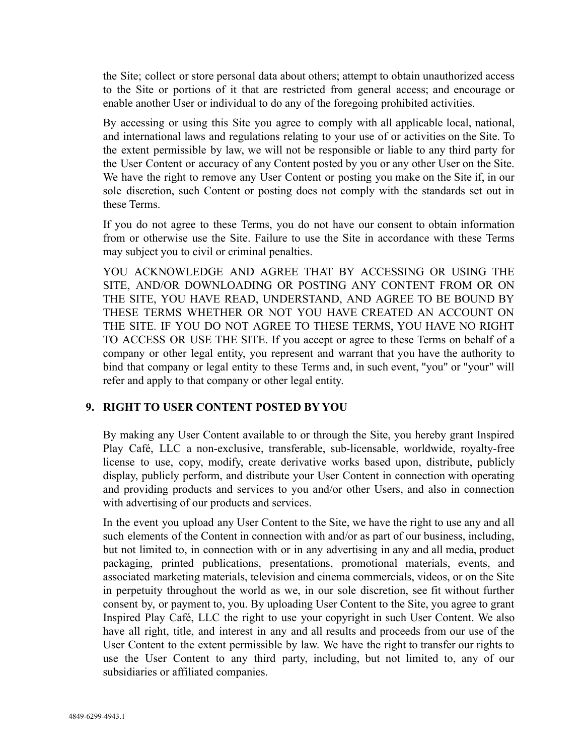the Site; collect or store personal data about others; attempt to obtain unauthorized access to the Site or portions of it that are restricted from general access; and encourage or enable another User or individual to do any of the foregoing prohibited activities.

By accessing or using this Site you agree to comply with all applicable local, national, and international laws and regulations relating to your use of or activities on the Site. To the extent permissible by law, we will not be responsible or liable to any third party for the User Content or accuracy of any Content posted by you or any other User on the Site. We have the right to remove any User Content or posting you make on the Site if, in our sole discretion, such Content or posting does not comply with the standards set out in these Terms.

If you do not agree to these Terms, you do not have our consent to obtain information from or otherwise use the Site. Failure to use the Site in accordance with these Terms may subject you to civil or criminal penalties.

YOU ACKNOWLEDGE AND AGREE THAT BY ACCESSING OR USING THE SITE, AND/OR DOWNLOADING OR POSTING ANY CONTENT FROM OR ON THE SITE, YOU HAVE READ, UNDERSTAND, AND AGREE TO BE BOUND BY THESE TERMS WHETHER OR NOT YOU HAVE CREATED AN ACCOUNT ON THE SITE. IF YOU DO NOT AGREE TO THESE TERMS, YOU HAVE NO RIGHT TO ACCESS OR USE THE SITE. If you accept or agree to these Terms on behalf of a company or other legal entity, you represent and warrant that you have the authority to bind that company or legal entity to these Terms and, in such event, "you" or "your" will refer and apply to that company or other legal entity.

## 9. RIGHT TO USER CONTENT POSTED BY YOU

By making any User Content available to or through the Site, you hereby grant Inspired Play Café, LLC a non-exclusive, transferable, sub-licensable, worldwide, royalty-free license to use, copy, modify, create derivative works based upon, distribute, publicly display, publicly perform, and distribute your User Content in connection with operating and providing products and services to you and/or other Users, and also in connection with advertising of our products and services.

In the event you upload any User Content to the Site, we have the right to use any and all such elements of the Content in connection with and/or as part of our business, including, but not limited to, in connection with or in any advertising in any and all media, product packaging, printed publications, presentations, promotional materials, events, and associated marketing materials, television and cinema commercials, videos, or on the Site in perpetuity throughout the world as we, in our sole discretion, see fit without further consent by, or payment to, you. By uploading User Content to the Site, you agree to grant Inspired Play Café, LLC the right to use your copyright in such User Content. We also have all right, title, and interest in any and all results and proceeds from our use of the User Content to the extent permissible by law. We have the right to transfer our rights to use the User Content to any third party, including, but not limited to, any of our subsidiaries or affiliated companies.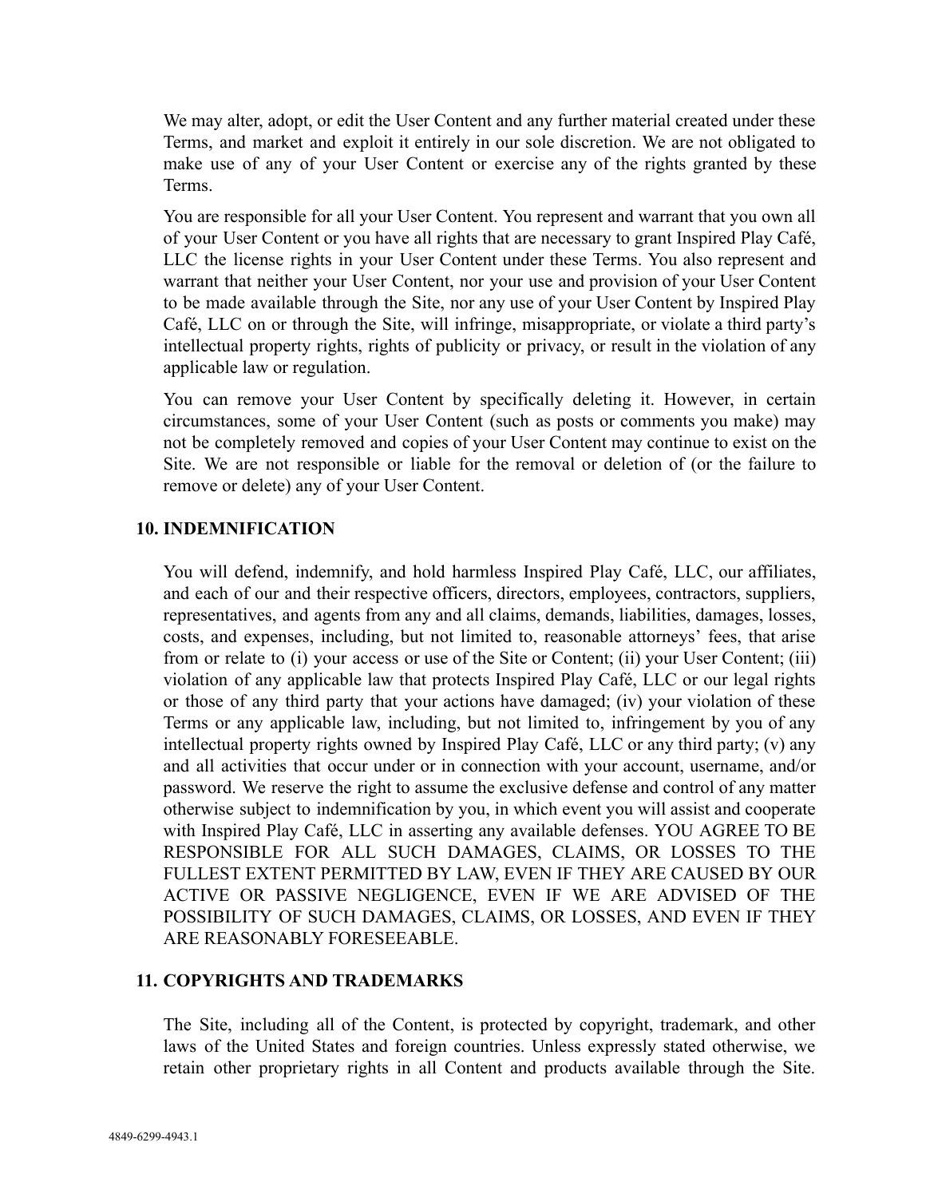We may alter, adopt, or edit the User Content and any further material created under these Terms, and market and exploit it entirely in our sole discretion. We are not obligated to make use of any of your User Content or exercise any of the rights granted by these Terms.

You are responsible for all your User Content. You represent and warrant that you own all of your User Content or you have all rights that are necessary to grant Inspired Play Café, LLC the license rights in your User Content under these Terms. You also represent and warrant that neither your User Content, nor your use and provision of your User Content to be made available through the Site, nor any use of your User Content by Inspired Play Café, LLC on or through the Site, will infringe, misappropriate, or violate a third party's intellectual property rights, rights of publicity or privacy, or result in the violation of any applicable law or regulation.

You can remove your User Content by specifically deleting it. However, in certain circumstances, some of your User Content (such as posts or comments you make) may not be completely removed and copies of your User Content may continue to exist on the Site. We are not responsible or liable for the removal or deletion of (or the failure to remove or delete) any of your User Content.

## 10. INDEMNIFICATION

You will defend, indemnify, and hold harmless Inspired Play Café, LLC, our affiliates, and each of our and their respective officers, directors, employees, contractors, suppliers, representatives, and agents from any and all claims, demands, liabilities, damages, losses, costs, and expenses, including, but not limited to, reasonable attorneys' fees, that arise from or relate to (i) your access or use of the Site or Content; (ii) your User Content; (iii) violation of any applicable law that protects Inspired Play Café, LLC or our legal rights or those of any third party that your actions have damaged; (iv) your violation of these Terms or any applicable law, including, but not limited to, infringement by you of any intellectual property rights owned by Inspired Play Café, LLC or any third party; (v) any and all activities that occur under or in connection with your account, username, and/or password. We reserve the right to assume the exclusive defense and control of any matter otherwise subject to indemnification by you, in which event you will assist and cooperate with Inspired Play Café, LLC in asserting any available defenses. YOU AGREE TO BE RESPONSIBLE FOR ALL SUCH DAMAGES, CLAIMS, OR LOSSES TO THE FULLEST EXTENT PERMITTED BY LAW, EVEN IF THEY ARE CAUSED BY OUR ACTIVE OR PASSIVE NEGLIGENCE, EVEN IF WE ARE ADVISED OF THE POSSIBILITY OF SUCH DAMAGES, CLAIMS, OR LOSSES, AND EVEN IF THEY ARE REASONABLY FORESEEABLE.

## 11. COPYRIGHTS AND TRADEMARKS

The Site, including all of the Content, is protected by copyright, trademark, and other laws of the United States and foreign countries. Unless expressly stated otherwise, we retain other proprietary rights in all Content and products available through the Site.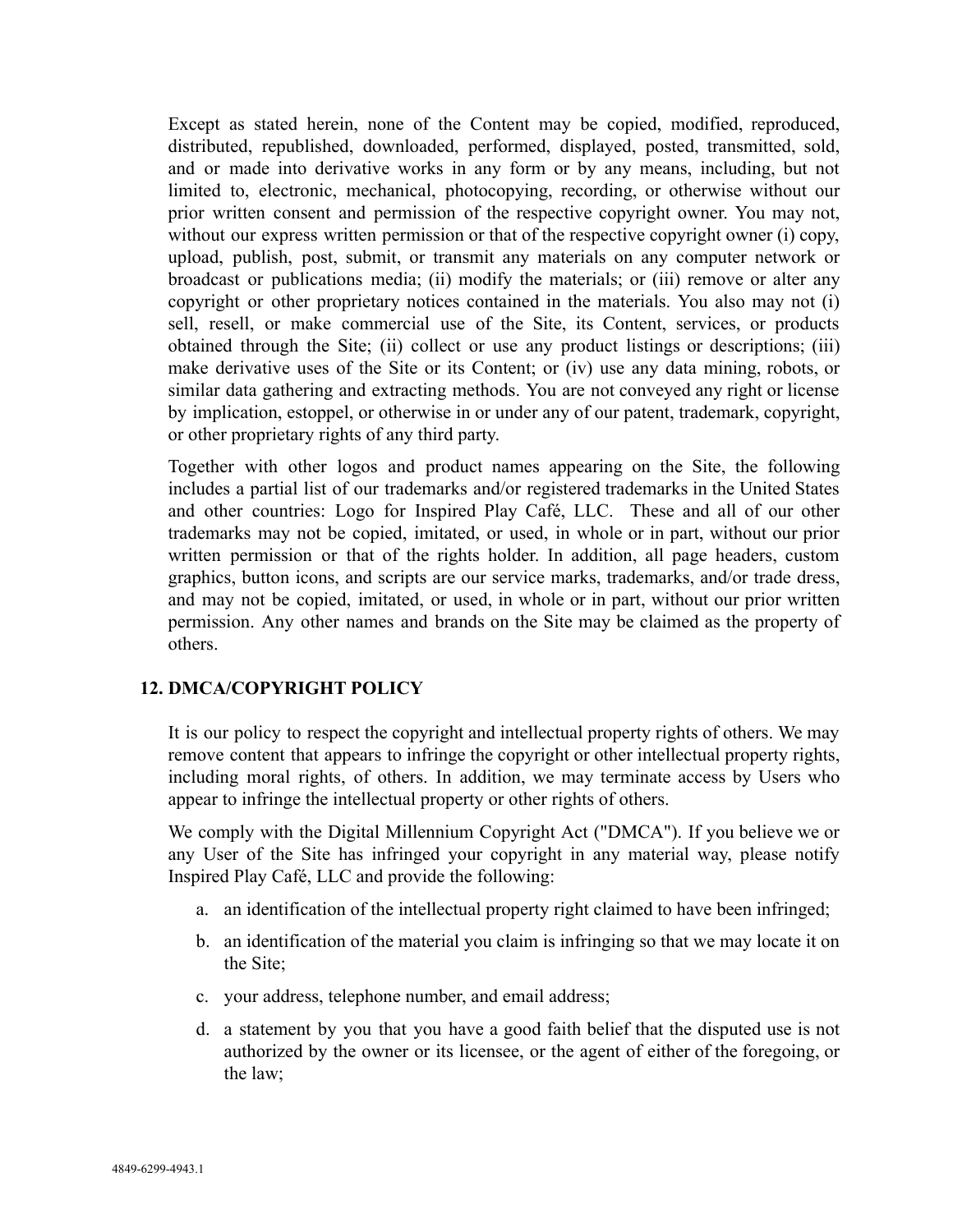Except as stated herein, none of the Content may be copied, modified, reproduced, distributed, republished, downloaded, performed, displayed, posted, transmitted, sold, and or made into derivative works in any form or by any means, including, but not limited to, electronic, mechanical, photocopying, recording, or otherwise without our prior written consent and permission of the respective copyright owner. You may not, without our express written permission or that of the respective copyright owner (i) copy, upload, publish, post, submit, or transmit any materials on any computer network or broadcast or publications media; (ii) modify the materials; or (iii) remove or alter any copyright or other proprietary notices contained in the materials. You also may not (i) sell, resell, or make commercial use of the Site, its Content, services, or products obtained through the Site; (ii) collect or use any product listings or descriptions; (iii) make derivative uses of the Site or its Content; or (iv) use any data mining, robots, or similar data gathering and extracting methods. You are not conveyed any right or license by implication, estoppel, or otherwise in or under any of our patent, trademark, copyright, or other proprietary rights of any third party.

Together with other logos and product names appearing on the Site, the following includes a partial list of our trademarks and/or registered trademarks in the United States and other countries: Logo for Inspired Play Café, LLC. These and all of our other trademarks may not be copied, imitated, or used, in whole or in part, without our prior written permission or that of the rights holder. In addition, all page headers, custom graphics, button icons, and scripts are our service marks, trademarks, and/or trade dress, and may not be copied, imitated, or used, in whole or in part, without our prior written permission. Any other names and brands on the Site may be claimed as the property of others.

## 12. DMCA/COPYRIGHT POLICY

It is our policy to respect the copyright and intellectual property rights of others. We may remove content that appears to infringe the copyright or other intellectual property rights, including moral rights, of others. In addition, we may terminate access by Users who appear to infringe the intellectual property or other rights of others.

We comply with the Digital Millennium Copyright Act ("DMCA"). If you believe we or any User of the Site has infringed your copyright in any material way, please notify Inspired Play Café, LLC and provide the following:

a. an identification of the intellectual property right claimed to have been infringed;

b. an identification of the material you claim is infringing so that we may locate it on the Site;

c. your address, telephone number, and email address;

d. a statement by you that you have a good faith belief that the disputed use is not authorized by the owner or its licensee, or the agent of either of the foregoing, or the law;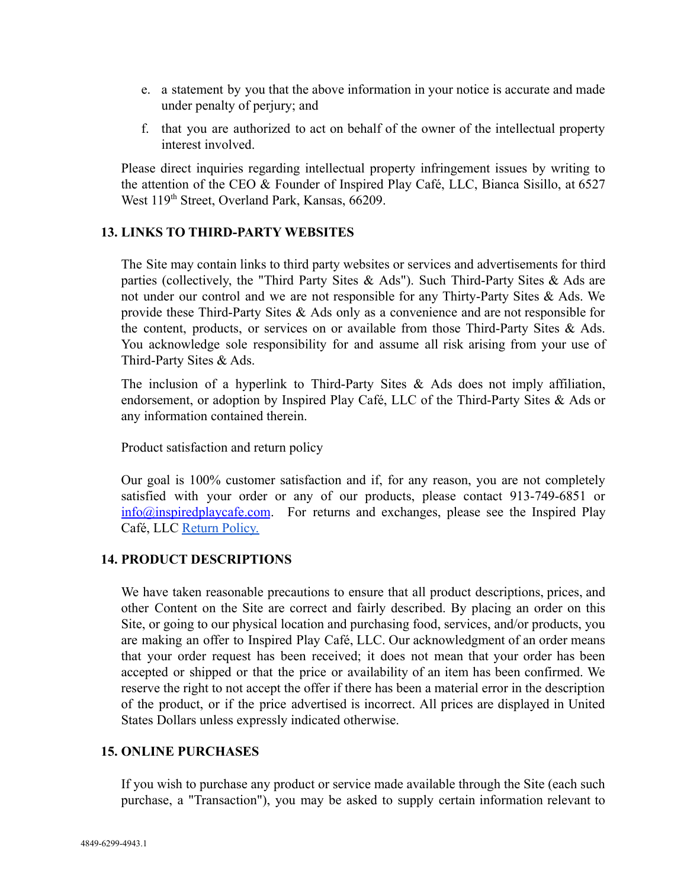e. a statement by you that the above information in your notice is accurate and made under penalty of perjury; and

f. that you are authorized to act on behalf of the owner of the intellectual property interest involved.

Please direct inquiries regarding intellectual property infringement issues by writing to the attention of the CEO & Founder of Inspired Play Café, LLC, Bianca Sisillo, at 6527 West 119th Street, Overland Park, Kansas, 66209.

## 13. LINKS TO THIRD-PARTY WEBSITES

The Site may contain links to third party websites or services and advertisements for third parties (collectively, the "Third Party Sites & Ads"). Such Third-Party Sites & Ads are not under our control and we are not responsible for any Thirty-Party Sites & Ads. We provide these Third-Party Sites & Ads only as a convenience and are not responsible for the content, products, or services on or available from those Third-Party Sites & Ads. You acknowledge sole responsibility for and assume all risk arising from your use of Third-Party Sites & Ads.

The inclusion of a hyperlink to Third-Party Sites & Ads does not imply affiliation, endorsement, or adoption by Inspired Play Café, LLC of the Third-Party Sites & Ads or any information contained therein.

Product satisfaction and return policy

Our goal is 100% customer satisfaction and if, for any reason, you are not completely satisfied with your order or any of our products, please contact 913-749-6851 or info@inspiredplaycafe.com. For returns and exchanges, please see the Inspired Play Café, LLC Return Policy.

## 14. PRODUCT DESCRIPTIONS

We have taken reasonable precautions to ensure that all product descriptions, prices, and other Content on the Site are correct and fairly described. By placing an order on this Site, or going to our physical location and purchasing food, services, and/or products, you are making an offer to Inspired Play Café, LLC. Our acknowledgment of an order means that your order request has been received; it does not mean that your order has been accepted or shipped or that the price or availability of an item has been confirmed. We reserve the right to not accept the offer if there has been a material error in the description of the product, or if the price advertised is incorrect. All prices are displayed in United States Dollars unless expressly indicated otherwise.

## 15. ONLINE PURCHASES

If you wish to purchase any product or service made available through the Site (each such purchase, a "Transaction"), you may be asked to supply certain information relevant to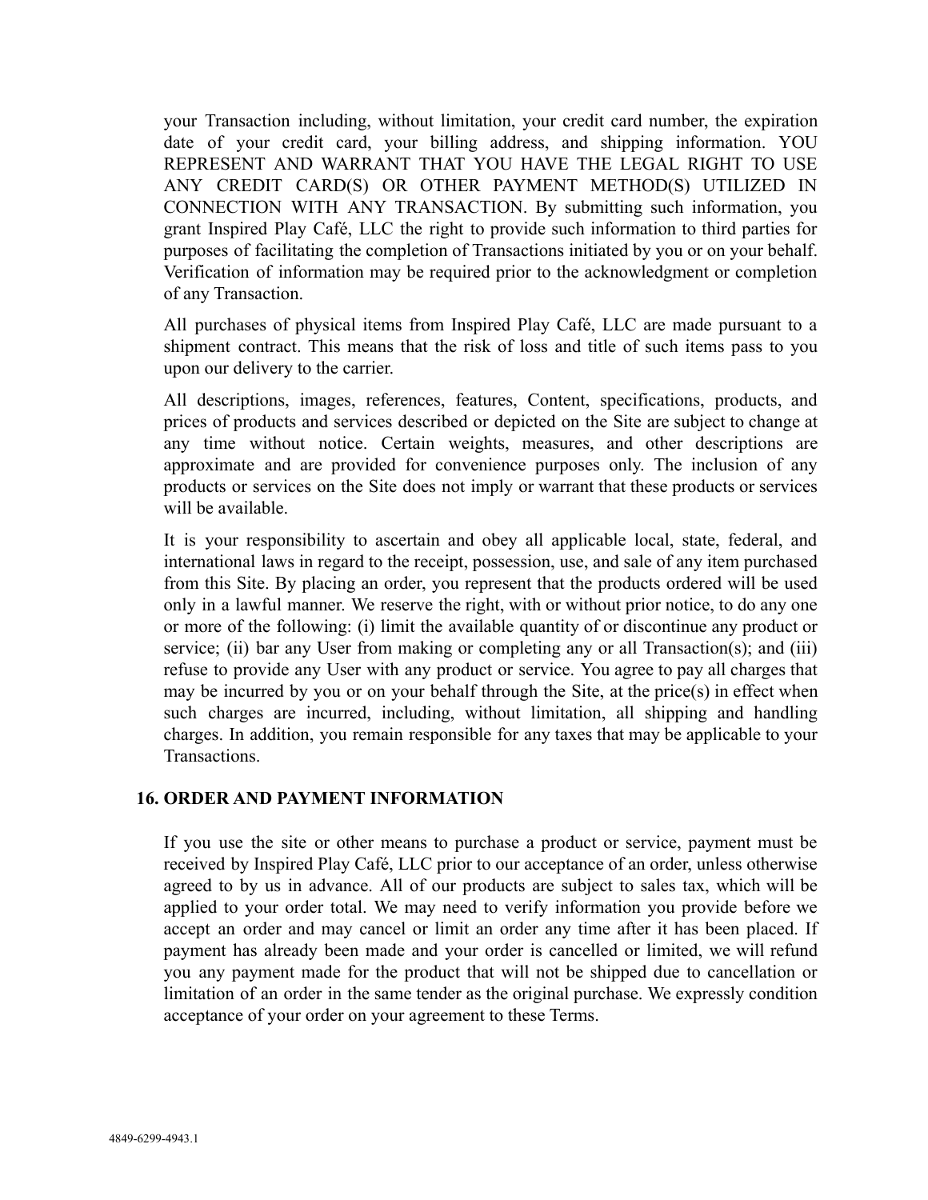your Transaction including, without limitation, your credit card number, the expiration date of your credit card, your billing address, and shipping information. YOU REPRESENT AND WARRANT THAT YOU HAVE THE LEGAL RIGHT TO USE ANY CREDIT CARD(S) OR OTHER PAYMENT METHOD(S) UTILIZED IN CONNECTION WITH ANY TRANSACTION. By submitting such information, you grant Inspired Play Café, LLC the right to provide such information to third parties for purposes of facilitating the completion of Transactions initiated by you or on your behalf. Verification of information may be required prior to the acknowledgment or completion of any Transaction.

All purchases of physical items from Inspired Play Café, LLC are made pursuant to a shipment contract. This means that the risk of loss and title of such items pass to you upon our delivery to the carrier.

All descriptions, images, references, features, Content, specifications, products, and prices of products and services described or depicted on the Site are subject to change at any time without notice. Certain weights, measures, and other descriptions are approximate and are provided for convenience purposes only. The inclusion of any products or services on the Site does not imply or warrant that these products or services will be available.

It is your responsibility to ascertain and obey all applicable local, state, federal, and international laws in regard to the receipt, possession, use, and sale of any item purchased from this Site. By placing an order, you represent that the products ordered will be used only in a lawful manner. We reserve the right, with or without prior notice, to do any one or more of the following: (i) limit the available quantity of or discontinue any product or service; (ii) bar any User from making or completing any or all Transaction(s); and (iii) refuse to provide any User with any product or service. You agree to pay all charges that may be incurred by you or on your behalf through the Site, at the price(s) in effect when such charges are incurred, including, without limitation, all shipping and handling charges. In addition, you remain responsible for any taxes that may be applicable to your Transactions.

## 16. ORDER AND PAYMENT INFORMATION

If you use the site or other means to purchase a product or service, payment must be received by Inspired Play Café, LLC prior to our acceptance of an order, unless otherwise agreed to by us in advance. All of our products are subject to sales tax, which will be applied to your order total. We may need to verify information you provide before we accept an order and may cancel or limit an order any time after it has been placed. If payment has already been made and your order is cancelled or limited, we will refund you any payment made for the product that will not be shipped due to cancellation or limitation of an order in the same tender as the original purchase. We expressly condition acceptance of your order on your agreement to these Terms.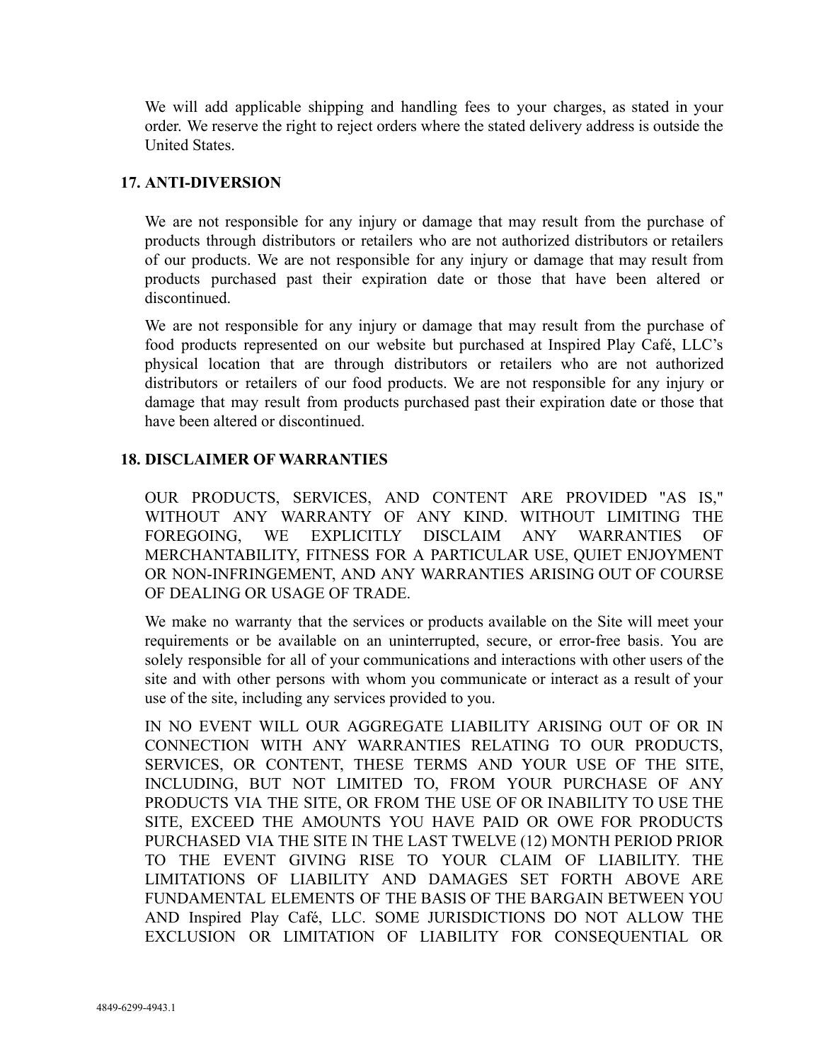We will add applicable shipping and handling fees to your charges, as stated in your order. We reserve the right to reject orders where the stated delivery address is outside the United States.

## 17. ANTI-DIVERSION

We are not responsible for any injury or damage that may result from the purchase of products through distributors or retailers who are not authorized distributors or retailers of our products. We are not responsible for any injury or damage that may result from products purchased past their expiration date or those that have been altered or discontinued.

We are not responsible for any injury or damage that may result from the purchase of food products represented on our website but purchased at Inspired Play Café, LLC's physical location that are through distributors or retailers who are not authorized distributors or retailers of our food products. We are not responsible for any injury or damage that may result from products purchased past their expiration date or those that have been altered or discontinued.

## 18. DISCLAIMER OF WARRANTIES

OUR PRODUCTS, SERVICES, AND CONTENT ARE PROVIDED "AS IS," WITHOUT ANY WARRANTY OF ANY KIND. WITHOUT LIMITING THE FOREGOING, WE EXPLICITLY DISCLAIM ANY WARRANTIES OF MERCHANTABILITY, FITNESS FOR A PARTICULAR USE, QUIET ENJOYMENT OR NON-INFRINGEMENT, AND ANY WARRANTIES ARISING OUT OF COURSE OF DEALING OR USAGE OF TRADE.

We make no warranty that the services or products available on the Site will meet your requirements or be available on an uninterrupted, secure, or error-free basis. You are solely responsible for all of your communications and interactions with other users of the site and with other persons with whom you communicate or interact as a result of your use of the site, including any services provided to you.

IN NO EVENT WILL OUR AGGREGATE LIABILITY ARISING OUT OF OR IN CONNECTION WITH ANY WARRANTIES RELATING TO OUR PRODUCTS, SERVICES, OR CONTENT, THESE TERMS AND YOUR USE OF THE SITE, INCLUDING, BUT NOT LIMITED TO, FROM YOUR PURCHASE OF ANY PRODUCTS VIA THE SITE, OR FROM THE USE OF OR INABILITY TO USE THE SITE, EXCEED THE AMOUNTS YOU HAVE PAID OR OWE FOR PRODUCTS PURCHASED VIA THE SITE IN THE LAST TWELVE (12) MONTH PERIOD PRIOR TO THE EVENT GIVING RISE TO YOUR CLAIM OF LIABILITY. THE LIMITATIONS OF LIABILITY AND DAMAGES SET FORTH ABOVE ARE FUNDAMENTAL ELEMENTS OF THE BASIS OF THE BARGAIN BETWEEN YOU AND Inspired Play Café, LLC. SOME JURISDICTIONS DO NOT ALLOW THE EXCLUSION OR LIMITATION OF LIABILITY FOR CONSEQUENTIAL OR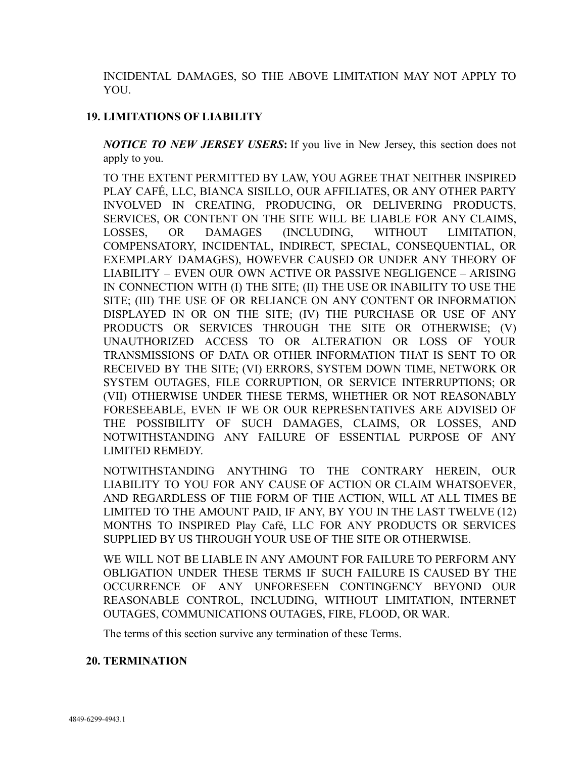INCIDENTAL DAMAGES, SO THE ABOVE LIMITATION MAY NOT APPLY TO YOU.

## 19. LIMITATIONS OF LIABILITY

***NOTICE TO NEW JERSEY USERS*:** If you live in New Jersey, this section does not apply to you.

TO THE EXTENT PERMITTED BY LAW, YOU AGREE THAT NEITHER INSPIRED PLAY CAFÉ, LLC, BIANCA SISILLO, OUR AFFILIATES, OR ANY OTHER PARTY INVOLVED IN CREATING, PRODUCING, OR DELIVERING PRODUCTS, SERVICES, OR CONTENT ON THE SITE WILL BE LIABLE FOR ANY CLAIMS, LOSSES, OR DAMAGES (INCLUDING, WITHOUT LIMITATION, COMPENSATORY, INCIDENTAL, INDIRECT, SPECIAL, CONSEQUENTIAL, OR EXEMPLARY DAMAGES), HOWEVER CAUSED OR UNDER ANY THEORY OF LIABILITY – EVEN OUR OWN ACTIVE OR PASSIVE NEGLIGENCE – ARISING IN CONNECTION WITH (I) THE SITE; (II) THE USE OR INABILITY TO USE THE SITE; (III) THE USE OF OR RELIANCE ON ANY CONTENT OR INFORMATION DISPLAYED IN OR ON THE SITE; (IV) THE PURCHASE OR USE OF ANY PRODUCTS OR SERVICES THROUGH THE SITE OR OTHERWISE; (V) UNAUTHORIZED ACCESS TO OR ALTERATION OR LOSS OF YOUR TRANSMISSIONS OF DATA OR OTHER INFORMATION THAT IS SENT TO OR RECEIVED BY THE SITE; (VI) ERRORS, SYSTEM DOWN TIME, NETWORK OR SYSTEM OUTAGES, FILE CORRUPTION, OR SERVICE INTERRUPTIONS; OR (VII) OTHERWISE UNDER THESE TERMS, WHETHER OR NOT REASONABLY FORESEEABLE, EVEN IF WE OR OUR REPRESENTATIVES ARE ADVISED OF THE POSSIBILITY OF SUCH DAMAGES, CLAIMS, OR LOSSES, AND NOTWITHSTANDING ANY FAILURE OF ESSENTIAL PURPOSE OF ANY LIMITED REMEDY.

NOTWITHSTANDING ANYTHING TO THE CONTRARY HEREIN, OUR LIABILITY TO YOU FOR ANY CAUSE OF ACTION OR CLAIM WHATSOEVER, AND REGARDLESS OF THE FORM OF THE ACTION, WILL AT ALL TIMES BE LIMITED TO THE AMOUNT PAID, IF ANY, BY YOU IN THE LAST TWELVE (12) MONTHS TO INSPIRED Play Café, LLC FOR ANY PRODUCTS OR SERVICES SUPPLIED BY US THROUGH YOUR USE OF THE SITE OR OTHERWISE.

WE WILL NOT BE LIABLE IN ANY AMOUNT FOR FAILURE TO PERFORM ANY OBLIGATION UNDER THESE TERMS IF SUCH FAILURE IS CAUSED BY THE OCCURRENCE OF ANY UNFORESEEN CONTINGENCY BEYOND OUR REASONABLE CONTROL, INCLUDING, WITHOUT LIMITATION, INTERNET OUTAGES, COMMUNICATIONS OUTAGES, FIRE, FLOOD, OR WAR.

The terms of this section survive any termination of these Terms.

## 20. TERMINATION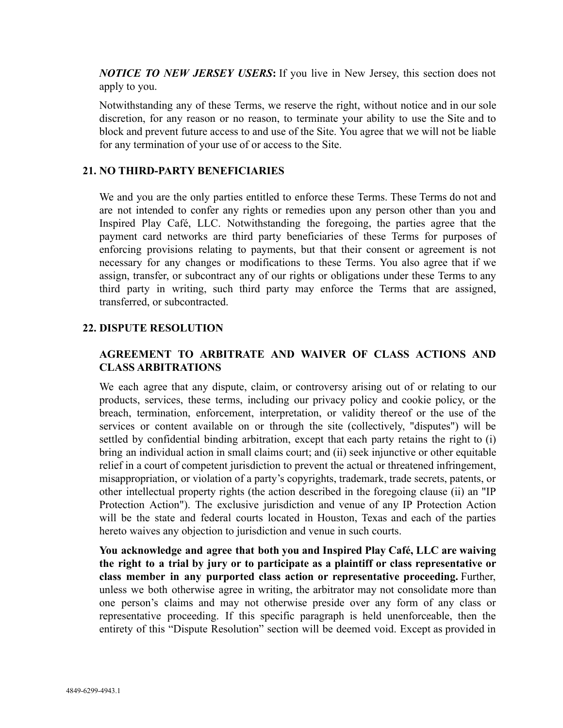***NOTICE TO NEW JERSEY USERS*****:** If you live in New Jersey, this section does not apply to you.

Notwithstanding any of these Terms, we reserve the right, without notice and in our sole discretion, for any reason or no reason, to terminate your ability to use the Site and to block and prevent future access to and use of the Site. You agree that we will not be liable for any termination of your use of or access to the Site.

## 21. NO THIRD-PARTY BENEFICIARIES

We and you are the only parties entitled to enforce these Terms. These Terms do not and are not intended to confer any rights or remedies upon any person other than you and Inspired Play Café, LLC. Notwithstanding the foregoing, the parties agree that the payment card networks are third party beneficiaries of these Terms for purposes of enforcing provisions relating to payments, but that their consent or agreement is not necessary for any changes or modifications to these Terms. You also agree that if we assign, transfer, or subcontract any of our rights or obligations under these Terms to any third party in writing, such third party may enforce the Terms that are assigned, transferred, or subcontracted.

## 22. DISPUTE RESOLUTION

### AGREEMENT TO ARBITRATE AND WAIVER OF CLASS ACTIONS AND CLASS ARBITRATIONS

We each agree that any dispute, claim, or controversy arising out of or relating to our products, services, these terms, including our privacy policy and cookie policy, or the breach, termination, enforcement, interpretation, or validity thereof or the use of the services or content available on or through the site (collectively, "disputes") will be settled by confidential binding arbitration, except that each party retains the right to (i) bring an individual action in small claims court; and (ii) seek injunctive or other equitable relief in a court of competent jurisdiction to prevent the actual or threatened infringement, misappropriation, or violation of a party's copyrights, trademark, trade secrets, patents, or other intellectual property rights (the action described in the foregoing clause (ii) an "IP Protection Action"). The exclusive jurisdiction and venue of any IP Protection Action will be the state and federal courts located in Houston, Texas and each of the parties hereto waives any objection to jurisdiction and venue in such courts.

**You acknowledge and agree that both you and Inspired Play Café, LLC are waiving the right to a trial by jury or to participate as a plaintiff or class representative or class member in any purported class action or representative proceeding.** Further, unless we both otherwise agree in writing, the arbitrator may not consolidate more than one person's claims and may not otherwise preside over any form of any class or representative proceeding. If this specific paragraph is held unenforceable, then the entirety of this "Dispute Resolution" section will be deemed void. Except as provided in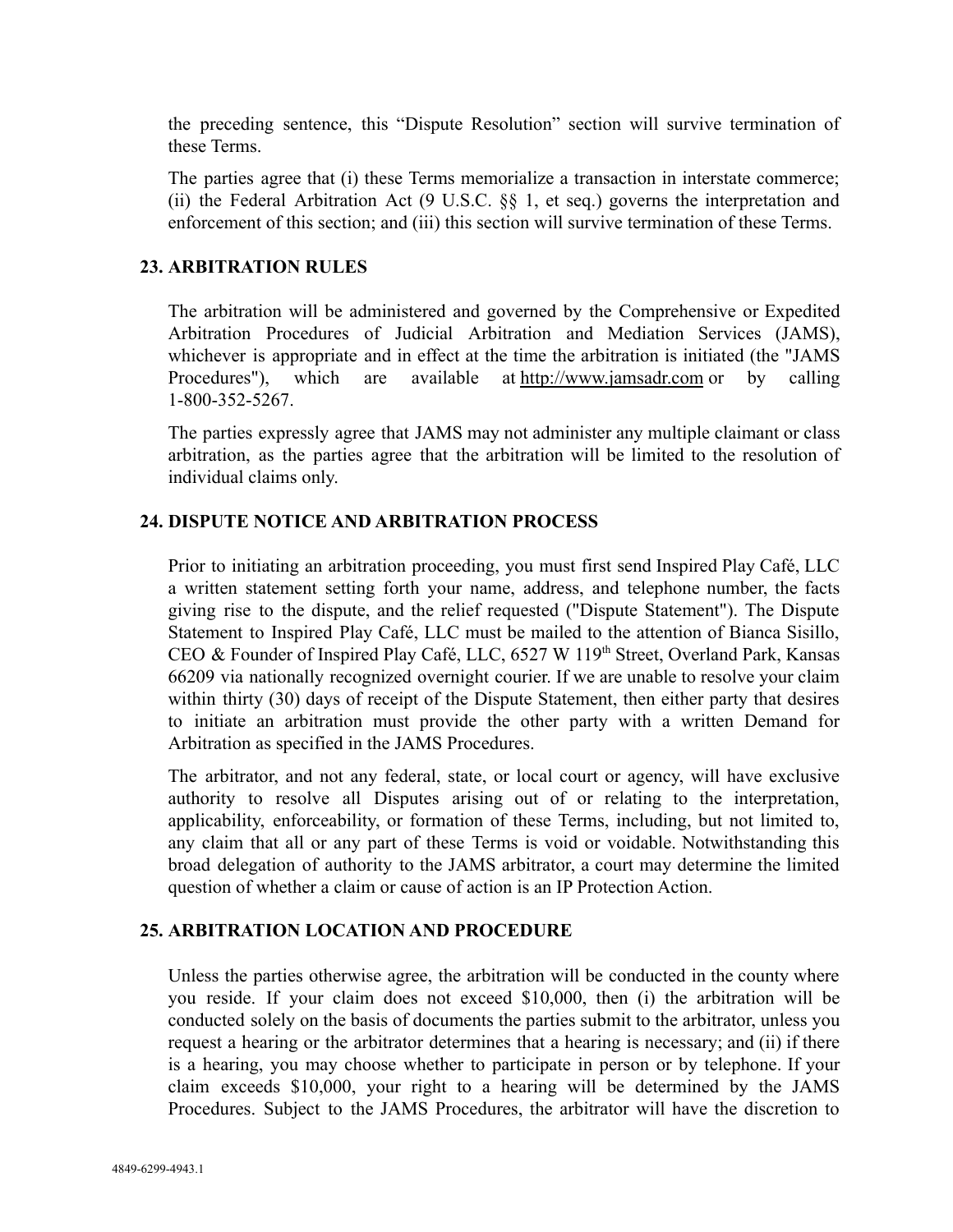the preceding sentence, this "Dispute Resolution" section will survive termination of these Terms.

The parties agree that (i) these Terms memorialize a transaction in interstate commerce; (ii) the Federal Arbitration Act (9 U.S.C. §§ 1, et seq.) governs the interpretation and enforcement of this section; and (iii) this section will survive termination of these Terms.

## 23. ARBITRATION RULES

The arbitration will be administered and governed by the Comprehensive or Expedited Arbitration Procedures of Judicial Arbitration and Mediation Services (JAMS), whichever is appropriate and in effect at the time the arbitration is initiated (the "JAMS Procedures"), which are available at http://www.jamsadr.com or by calling 1-800-352-5267.

The parties expressly agree that JAMS may not administer any multiple claimant or class arbitration, as the parties agree that the arbitration will be limited to the resolution of individual claims only.

## 24. DISPUTE NOTICE AND ARBITRATION PROCESS

Prior to initiating an arbitration proceeding, you must first send Inspired Play Café, LLC a written statement setting forth your name, address, and telephone number, the facts giving rise to the dispute, and the relief requested ("Dispute Statement"). The Dispute Statement to Inspired Play Café, LLC must be mailed to the attention of Bianca Sisillo, CEO & Founder of Inspired Play Café, LLC, 6527 W 119th Street, Overland Park, Kansas 66209 via nationally recognized overnight courier. If we are unable to resolve your claim within thirty (30) days of receipt of the Dispute Statement, then either party that desires to initiate an arbitration must provide the other party with a written Demand for Arbitration as specified in the JAMS Procedures.

The arbitrator, and not any federal, state, or local court or agency, will have exclusive authority to resolve all Disputes arising out of or relating to the interpretation, applicability, enforceability, or formation of these Terms, including, but not limited to, any claim that all or any part of these Terms is void or voidable. Notwithstanding this broad delegation of authority to the JAMS arbitrator, a court may determine the limited question of whether a claim or cause of action is an IP Protection Action.

## 25. ARBITRATION LOCATION AND PROCEDURE

Unless the parties otherwise agree, the arbitration will be conducted in the county where you reside. If your claim does not exceed $10,000, then (i) the arbitration will be conducted solely on the basis of documents the parties submit to the arbitrator, unless you request a hearing or the arbitrator determines that a hearing is necessary; and (ii) if there is a hearing, you may choose whether to participate in person or by telephone. If your claim exceeds $10,000, your right to a hearing will be determined by the JAMS Procedures. Subject to the JAMS Procedures, the arbitrator will have the discretion to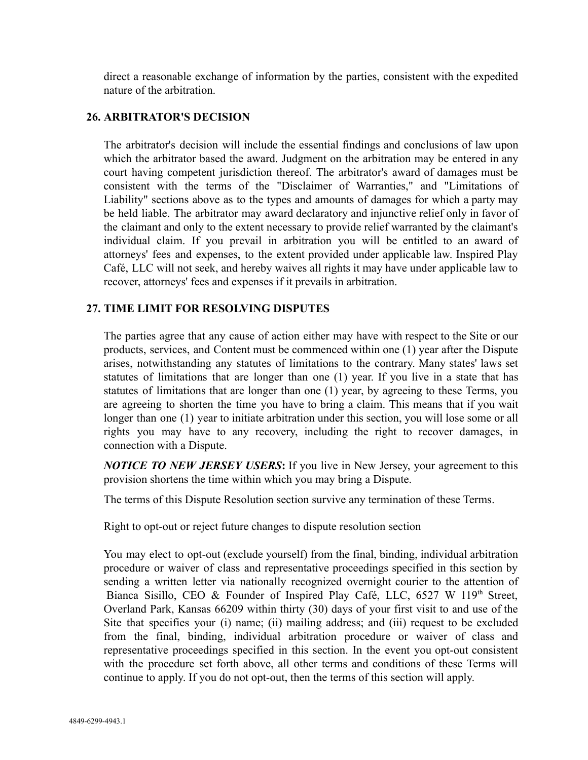direct a reasonable exchange of information by the parties, consistent with the expedited nature of the arbitration.

## 26. ARBITRATOR'S DECISION

The arbitrator's decision will include the essential findings and conclusions of law upon which the arbitrator based the award. Judgment on the arbitration may be entered in any court having competent jurisdiction thereof. The arbitrator's award of damages must be consistent with the terms of the "Disclaimer of Warranties," and "Limitations of Liability" sections above as to the types and amounts of damages for which a party may be held liable. The arbitrator may award declaratory and injunctive relief only in favor of the claimant and only to the extent necessary to provide relief warranted by the claimant's individual claim. If you prevail in arbitration you will be entitled to an award of attorneys' fees and expenses, to the extent provided under applicable law. Inspired Play Café, LLC will not seek, and hereby waives all rights it may have under applicable law to recover, attorneys' fees and expenses if it prevails in arbitration.

## 27. TIME LIMIT FOR RESOLVING DISPUTES

The parties agree that any cause of action either may have with respect to the Site or our products, services, and Content must be commenced within one (1) year after the Dispute arises, notwithstanding any statutes of limitations to the contrary. Many states' laws set statutes of limitations that are longer than one (1) year. If you live in a state that has statutes of limitations that are longer than one (1) year, by agreeing to these Terms, you are agreeing to shorten the time you have to bring a claim. This means that if you wait longer than one (1) year to initiate arbitration under this section, you will lose some or all rights you may have to any recovery, including the right to recover damages, in connection with a Dispute.

***NOTICE TO NEW JERSEY USERS*:** If you live in New Jersey, your agreement to this provision shortens the time within which you may bring a Dispute.

The terms of this Dispute Resolution section survive any termination of these Terms.

Right to opt-out or reject future changes to dispute resolution section

You may elect to opt-out (exclude yourself) from the final, binding, individual arbitration procedure or waiver of class and representative proceedings specified in this section by sending a written letter via nationally recognized overnight courier to the attention of Bianca Sisillo, CEO & Founder of Inspired Play Café, LLC, 6527 W 119th Street, Overland Park, Kansas 66209 within thirty (30) days of your first visit to and use of the Site that specifies your (i) name; (ii) mailing address; and (iii) request to be excluded from the final, binding, individual arbitration procedure or waiver of class and representative proceedings specified in this section. In the event you opt-out consistent with the procedure set forth above, all other terms and conditions of these Terms will continue to apply. If you do not opt-out, then the terms of this section will apply.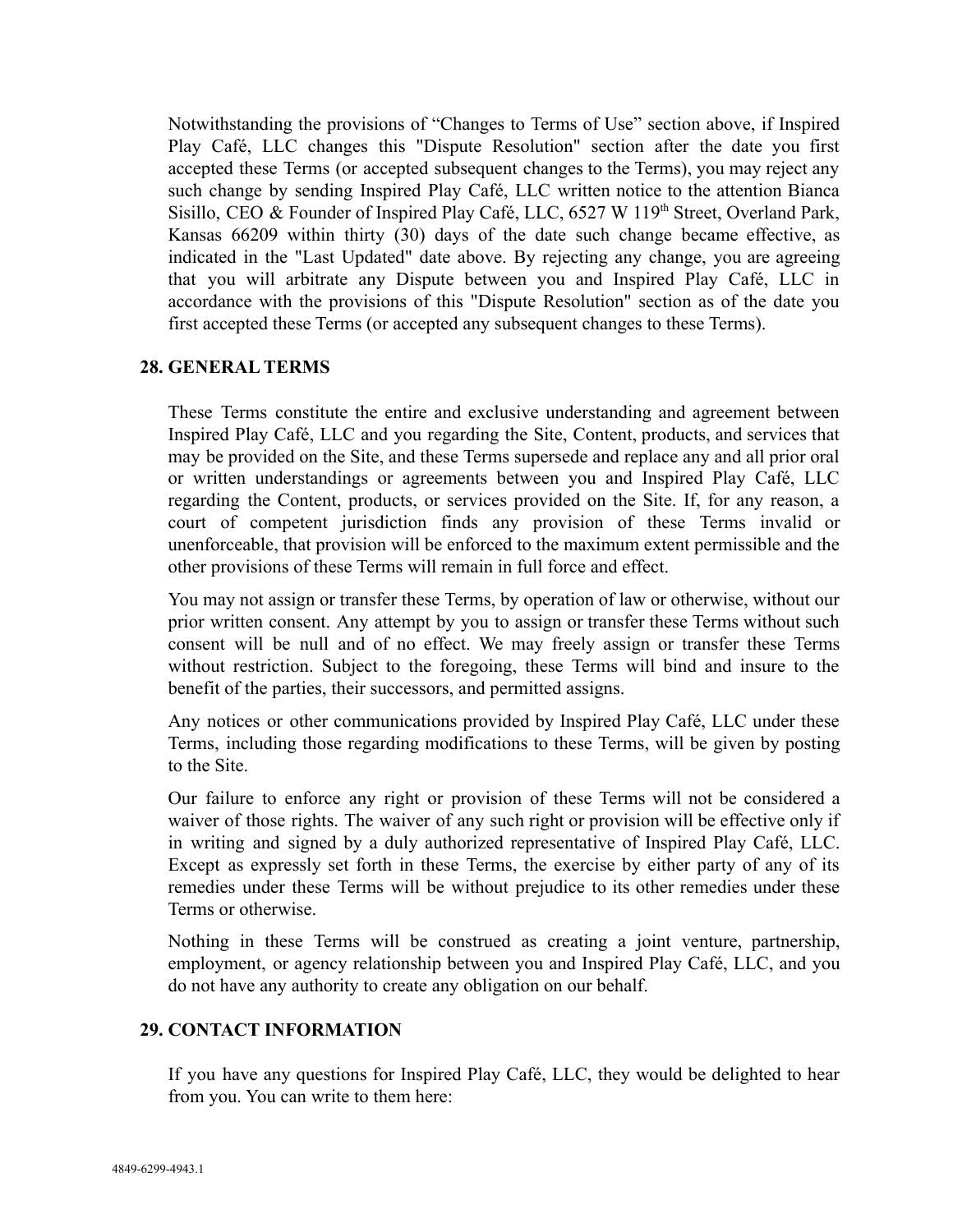Notwithstanding the provisions of "Changes to Terms of Use" section above, if Inspired Play Café, LLC changes this "Dispute Resolution" section after the date you first accepted these Terms (or accepted subsequent changes to the Terms), you may reject any such change by sending Inspired Play Café, LLC written notice to the attention Bianca Sisillo, CEO & Founder of Inspired Play Café, LLC, 6527 W 119th Street, Overland Park, Kansas 66209 within thirty (30) days of the date such change became effective, as indicated in the "Last Updated" date above. By rejecting any change, you are agreeing that you will arbitrate any Dispute between you and Inspired Play Café, LLC in accordance with the provisions of this "Dispute Resolution" section as of the date you first accepted these Terms (or accepted any subsequent changes to these Terms).

## 28. GENERAL TERMS

These Terms constitute the entire and exclusive understanding and agreement between Inspired Play Café, LLC and you regarding the Site, Content, products, and services that may be provided on the Site, and these Terms supersede and replace any and all prior oral or written understandings or agreements between you and Inspired Play Café, LLC regarding the Content, products, or services provided on the Site. If, for any reason, a court of competent jurisdiction finds any provision of these Terms invalid or unenforceable, that provision will be enforced to the maximum extent permissible and the other provisions of these Terms will remain in full force and effect.

You may not assign or transfer these Terms, by operation of law or otherwise, without our prior written consent. Any attempt by you to assign or transfer these Terms without such consent will be null and of no effect. We may freely assign or transfer these Terms without restriction. Subject to the foregoing, these Terms will bind and insure to the benefit of the parties, their successors, and permitted assigns.

Any notices or other communications provided by Inspired Play Café, LLC under these Terms, including those regarding modifications to these Terms, will be given by posting to the Site.

Our failure to enforce any right or provision of these Terms will not be considered a waiver of those rights. The waiver of any such right or provision will be effective only if in writing and signed by a duly authorized representative of Inspired Play Café, LLC. Except as expressly set forth in these Terms, the exercise by either party of any of its remedies under these Terms will be without prejudice to its other remedies under these Terms or otherwise.

Nothing in these Terms will be construed as creating a joint venture, partnership, employment, or agency relationship between you and Inspired Play Café, LLC, and you do not have any authority to create any obligation on our behalf.

## 29. CONTACT INFORMATION

If you have any questions for Inspired Play Café, LLC, they would be delighted to hear from you. You can write to them here: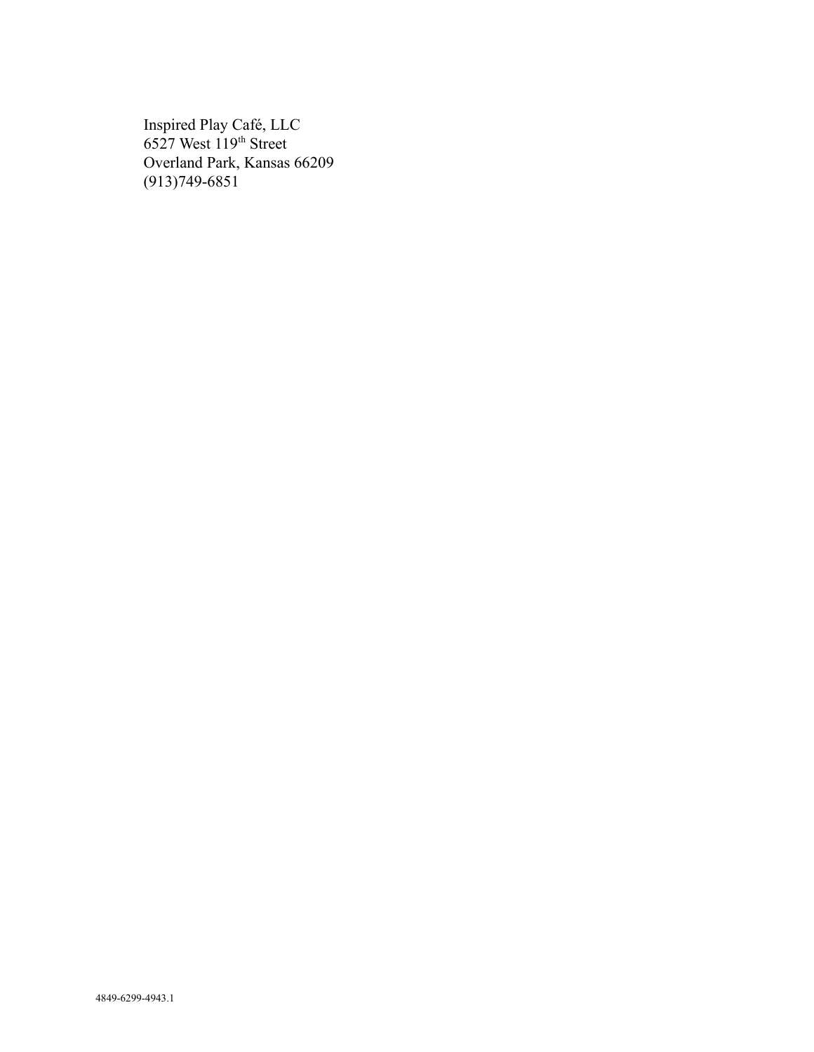Inspired Play Café, LLC
6527 West 119th Street
Overland Park, Kansas 66209
(913)749-6851

4849-6299-4943.1